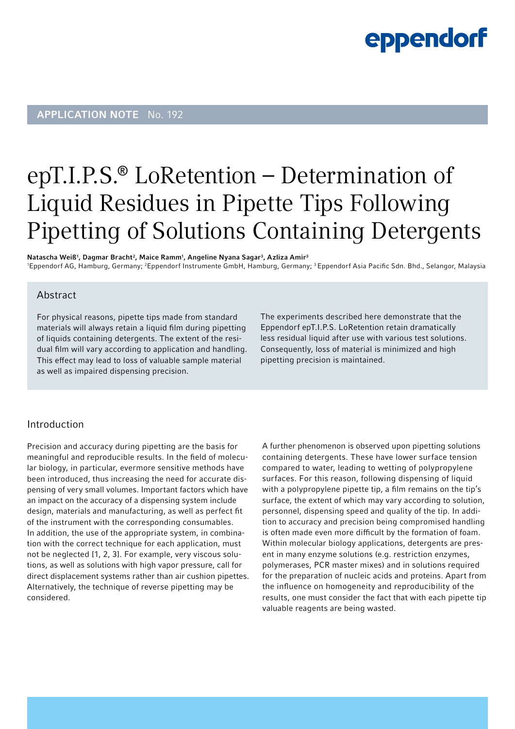APPLICATION NOTE No. 192

# epT.I.P.S.® LoRetention – Determination of Liquid Residues in Pipette Tips Following Pipetting of Solutions Containing Detergents

**Natascha Weiß[1], Dagmar Bracht[2], Maice Ramm[1], Angeline Nyana Sagar[3], Azliza Amir[3]**

[1]Eppendorf AG, Hamburg, Germany; [2]Eppendorf Instrumente GmbH, Hamburg, Germany; [3] Eppendorf Asia Pacific Sdn. Bhd., Selangor, Malaysia

## Abstract

For physical reasons, pipette tips made from standard materials will always retain a liquid film during pipetting of liquids containing detergents. The extent of the residual film will vary according to application and handling. This effect may lead to loss of valuable sample material as well as impaired dispensing precision.

The experiments described here demonstrate that the Eppendorf epT.I.P.S. LoRetention retain dramatically less residual liquid after use with various test solutions. Consequently, loss of material is minimized and high pipetting precision is maintained.

## Introduction

Precision and accuracy during pipetting are the basis for meaningful and reproducible results. In the field of molecular biology, in particular, evermore sensitive methods have been introduced, thus increasing the need for accurate dispensing of very small volumes. Important factors which have an impact on the accuracy of a dispensing system include design, materials and manufacturing, as well as perfect fit of the instrument with the corresponding consumables. In addition, the use of the appropriate system, in combination with the correct technique for each application, must not be neglected [1, 2, 3]. For example, very viscous solutions, as well as solutions with high vapor pressure, call for direct displacement systems rather than air cushion pipettes. Alternatively, the technique of reverse pipetting may be considered.

A further phenomenon is observed upon pipetting solutions containing detergents. These have lower surface tension compared to water, leading to wetting of polypropylene surfaces. For this reason, following dispensing of liquid with a polypropylene pipette tip, a film remains on the tip's surface, the extent of which may vary according to solution, personnel, dispensing speed and quality of the tip. In addition to accuracy and precision being compromised handling is often made even more difficult by the formation of foam. Within molecular biology applications, detergents are present in many enzyme solutions (e.g. restriction enzymes, polymerases, PCR master mixes) and in solutions required for the preparation of nucleic acids and proteins. Apart from the influence on homogeneity and reproducibility of the results, one must consider the fact that with each pipette tip valuable reagents are being wasted.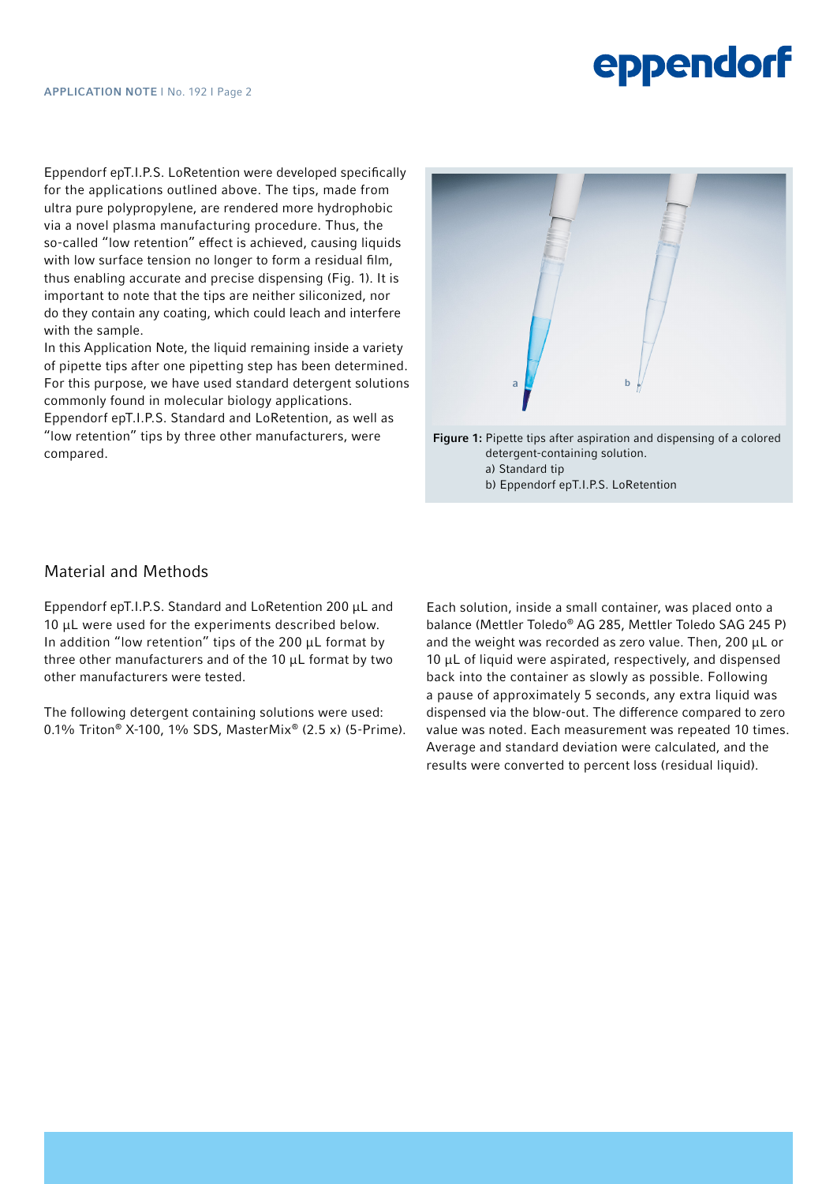Eppendorf epT.I.P.S. LoRetention were developed specifically for the applications outlined above. The tips, made from ultra pure polypropylene, are rendered more hydrophobic via a novel plasma manufacturing procedure. Thus, the so-called "low retention" effect is achieved, causing liquids with low surface tension no longer to form a residual film, thus enabling accurate and precise dispensing (Fig. 1). It is important to note that the tips are neither siliconized, nor do they contain any coating, which could leach and interfere with the sample.

In this Application Note, the liquid remaining inside a variety of pipette tips after one pipetting step has been determined. For this purpose, we have used standard detergent solutions commonly found in molecular biology applications. Eppendorf epT.I.P.S. Standard and LoRetention, as well as "low retention" tips by three other manufacturers, were compared.

**Figure 1:** Pipette tips after aspiration and dispensing of a colored detergent-containing solution.
a) Standard tip
b) Eppendorf epT.I.P.S. LoRetention

## Material and Methods

Eppendorf epT.I.P.S. Standard and LoRetention 200 µL and 10 µL were used for the experiments described below. In addition "low retention" tips of the 200 µL format by three other manufacturers and of the 10 µL format by two other manufacturers were tested.

The following detergent containing solutions were used: 0.1% Triton® X-100, 1% SDS, MasterMix® (2.5 x) (5-Prime).

Each solution, inside a small container, was placed onto a balance (Mettler Toledo® AG 285, Mettler Toledo SAG 245 P) and the weight was recorded as zero value. Then, 200 µL or 10 µL of liquid were aspirated, respectively, and dispensed back into the container as slowly as possible. Following a pause of approximately 5 seconds, any extra liquid was dispensed via the blow-out. The difference compared to zero value was noted. Each measurement was repeated 10 times. Average and standard deviation were calculated, and the results were converted to percent loss (residual liquid).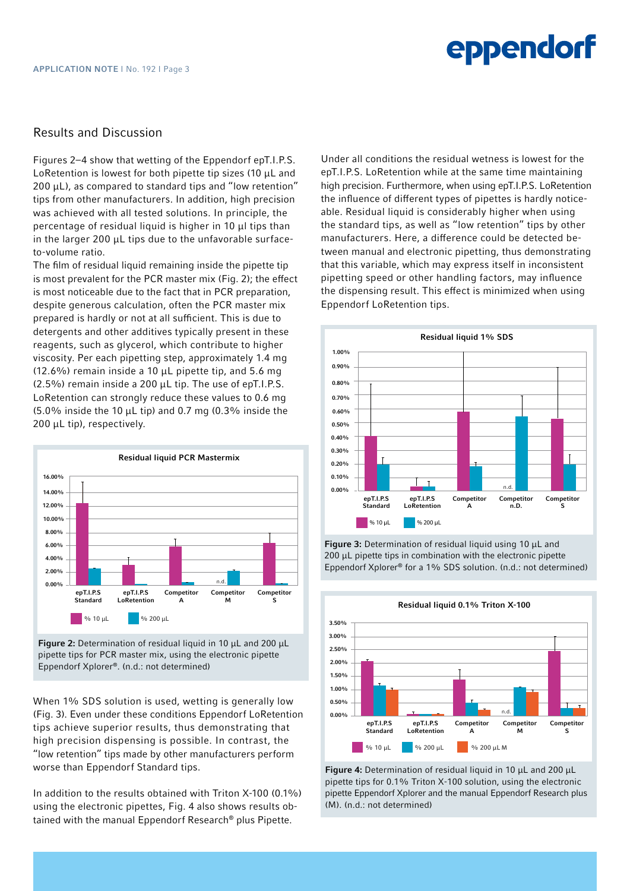## Results and Discussion

Figures 2–4 show that wetting of the Eppendorf epT.I.P.S. LoRetention is lowest for both pipette tip sizes (10 µL and 200 µL), as compared to standard tips and "low retention" tips from other manufacturers. In addition, high precision was achieved with all tested solutions. In principle, the percentage of residual liquid is higher in 10 µl tips than in the larger 200 µL tips due to the unfavorable surface-to-volume ratio.

The film of residual liquid remaining inside the pipette tip is most prevalent for the PCR master mix (Fig. 2); the effect is most noticeable due to the fact that in PCR preparation, despite generous calculation, often the PCR master mix prepared is hardly or not at all sufficient. This is due to detergents and other additives typically present in these reagents, such as glycerol, which contribute to higher viscosity. Per each pipetting step, approximately 1.4 mg (12.6%) remain inside a 10 µL pipette tip, and 5.6 mg (2.5%) remain inside a 200 µL tip. The use of epT.I.P.S. LoRetention can strongly reduce these values to 0.6 mg (5.0% inside the 10 µL tip) and 0.7 mg (0.3% inside the 200 µL tip), respectively.

**Figure 2:** Determination of residual liquid in 10 µL and 200 µL pipette tips for PCR master mix, using the electronic pipette Eppendorf Xplorer®. (n.d.: not determined)

When 1% SDS solution is used, wetting is generally low (Fig. 3). Even under these conditions Eppendorf LoRetention tips achieve superior results, thus demonstrating that high precision dispensing is possible. In contrast, the "low retention" tips made by other manufacturers perform worse than Eppendorf Standard tips.

In addition to the results obtained with Triton X-100 (0.1%) using the electronic pipettes, Fig. 4 also shows results obtained with the manual Eppendorf Research® plus Pipette.

Under all conditions the residual wetness is lowest for the epT.I.P.S. LoRetention while at the same time maintaining high precision. Furthermore, when using epT.I.P.S. LoRetention the influence of different types of pipettes is hardly noticeable. Residual liquid is considerably higher when using the standard tips, as well as "low retention" tips by other manufacturers. Here, a difference could be detected between manual and electronic pipetting, thus demonstrating that this variable, which may express itself in inconsistent pipetting speed or other handling factors, may influence the dispensing result. This effect is minimized when using Eppendorf LoRetention tips.

**Figure 3:** Determination of residual liquid using 10 µL and 200 µL pipette tips in combination with the electronic pipette Eppendorf Xplorer® for a 1% SDS solution. (n.d.: not determined)

**Figure 4:** Determination of residual liquid in 10 µL and 200 µL pipette tips for 0.1% Triton X-100 solution, using the electronic pipette Eppendorf Xplorer and the manual Eppendorf Research plus (M). (n.d.: not determined)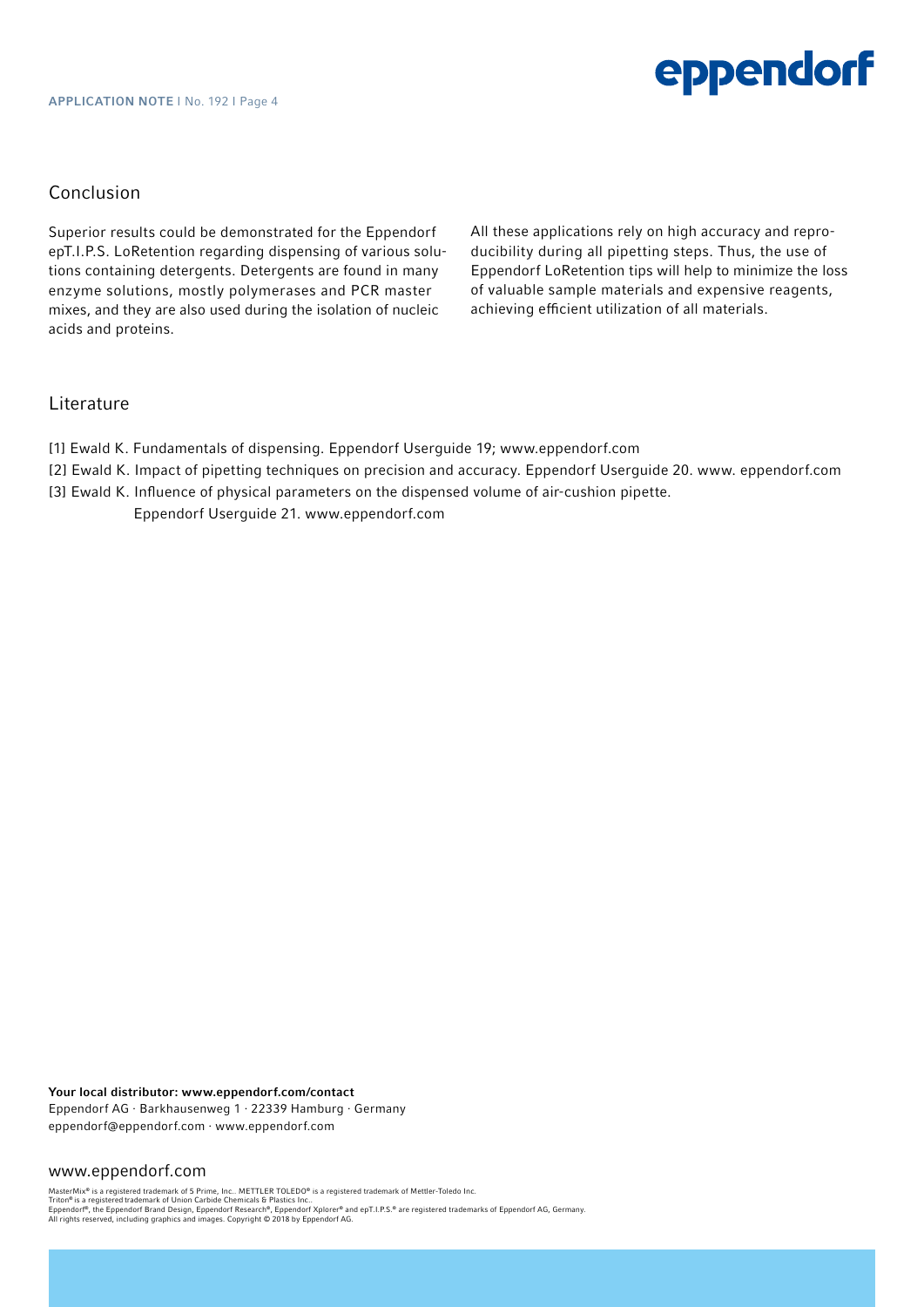## Conclusion

Superior results could be demonstrated for the Eppendorf epT.I.P.S. LoRetention regarding dispensing of various solutions containing detergents. Detergents are found in many enzyme solutions, mostly polymerases and PCR master mixes, and they are also used during the isolation of nucleic acids and proteins.

All these applications rely on high accuracy and reproducibility during all pipetting steps. Thus, the use of Eppendorf LoRetention tips will help to minimize the loss of valuable sample materials and expensive reagents, achieving efficient utilization of all materials.

## Literature

[1] Ewald K. Fundamentals of dispensing. Eppendorf Userguide 19; www.eppendorf.com

[2] Ewald K. Impact of pipetting techniques on precision and accuracy. Eppendorf Userguide 20. www. eppendorf.com

[3] Ewald K. Influence of physical parameters on the dispensed volume of air-cushion pipette. Eppendorf Userguide 21. www.eppendorf.com

**Your local distributor: www.eppendorf.com/contact**
Eppendorf AG · Barkhausenweg 1 · 22339 Hamburg · Germany
eppendorf@eppendorf.com · www.eppendorf.com

www.eppendorf.com

MasterMix® is a registered trademark of 5 Prime, Inc.. METTLER TOLEDO® is a registered trademark of Mettler-Toledo Inc.
Triton® is a registered trademark of Union Carbide Chemicals & Plastics Inc..
Eppendorf®, the Eppendorf Brand Design, Eppendorf Research®, Eppendorf Xplorer® and epT.I.P.S.® are registered trademarks of Eppendorf AG, Germany.
All rights reserved, including graphics and images. Copyright © 2018 by Eppendorf AG.